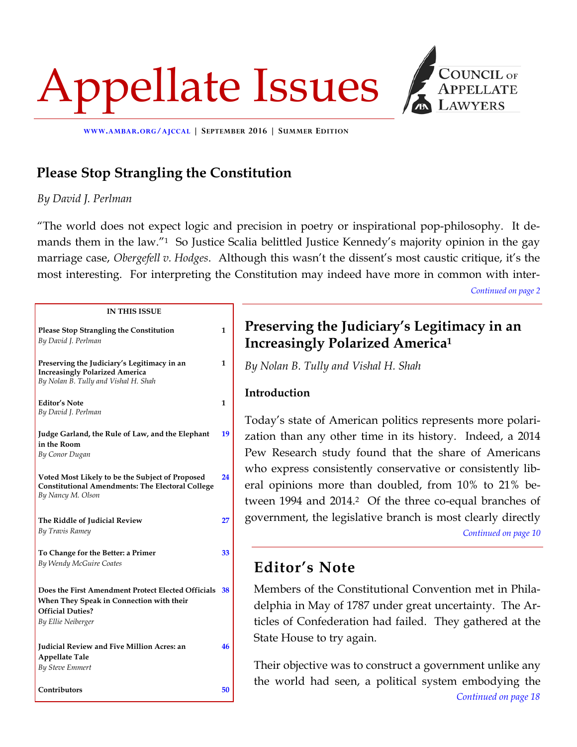# Appellate Issues

COUNCIL OF APPELLATE LAWYERS

WWW.AMBAR.ORG/AJCCAL | SEPTEMBER 2016 | SUMMER EDITION

## Please Stop Strangling the Constitution

*By David J. Perlman*

"The world does not expect logic and precision in poetry or inspirational pop-philosophy. It demands them in the law."[1] So Justice Scalia belittled Justice Kennedy's majority opinion in the gay marriage case, *Obergefell v. Hodges*. Although this wasn't the dissent's most caustic critique, it's the most interesting. For interpreting the Constitution may indeed have more in common with inter-

*Continued on page 2*

**IN THIS ISSUE**

| | |
|---|---|
| **Please Stop Strangling the Constitution** *By David J. Perlman* | 1 |
| **Preserving the Judiciary's Legitimacy in an Increasingly Polarized America** *By Nolan B. Tully and Vishal H. Shah* | 1 |
| **Editor's Note** *By David J. Perlman* | 1 |
| **Judge Garland, the Rule of Law, and the Elephant in the Room** *By Conor Dugan* | 19 |
| **Voted Most Likely to be the Subject of Proposed Constitutional Amendments: The Electoral College** *By Nancy M. Olson* | 24 |
| **The Riddle of Judicial Review** *By Travis Ramey* | 27 |
| **To Change for the Better: a Primer** *By Wendy McGuire Coates* | 33 |
| **Does the First Amendment Protect Elected Officials When They Speak in Connection with their Official Duties?** *By Ellie Neiberger* | 38 |
| **Judicial Review and Five Million Acres: an Appellate Tale** *By Steve Emmert* | 46 |
| **Contributors** | 50 |

## Preserving the Judiciary's Legitimacy in an Increasingly Polarized America[1]

*By Nolan B. Tully and Vishal H. Shah*

### Introduction

Today's state of American politics represents more polarization than any other time in its history. Indeed, a 2014 Pew Research study found that the share of Americans who express consistently conservative or consistently liberal opinions more than doubled, from 10% to 21% between 1994 and 2014.[2] Of the three co-equal branches of government, the legislative branch is most clearly directly

*Continued on page 10*

## Editor's Note

Members of the Constitutional Convention met in Philadelphia in May of 1787 under great uncertainty. The Articles of Confederation had failed. They gathered at the State House to try again.

Their objective was to construct a government unlike any the world had seen, a political system embodying the

*Continued on page 18*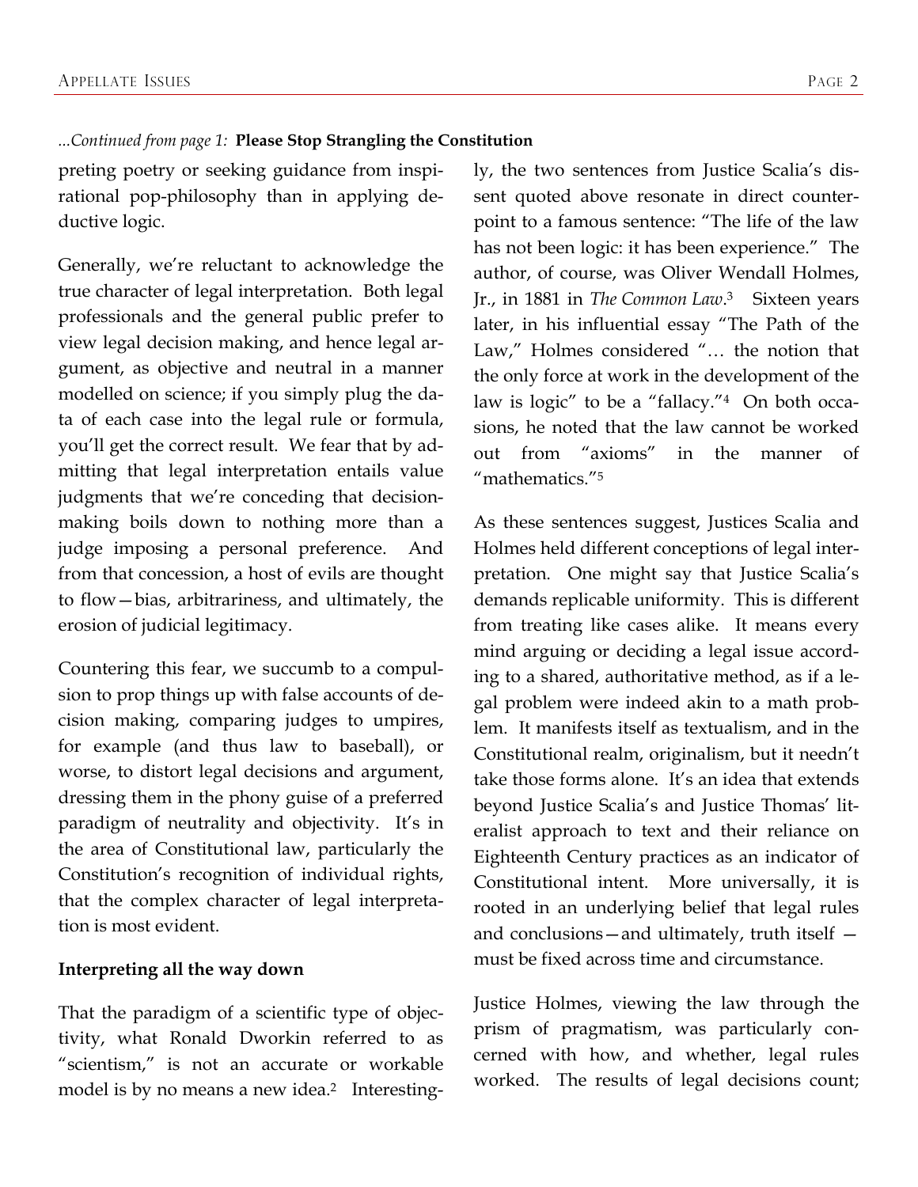*...Continued from page 1:* **Please Stop Strangling the Constitution**

preting poetry or seeking guidance from inspirational pop-philosophy than in applying deductive logic.

Generally, we're reluctant to acknowledge the true character of legal interpretation. Both legal professionals and the general public prefer to view legal decision making, and hence legal argument, as objective and neutral in a manner modelled on science; if you simply plug the data of each case into the legal rule or formula, you'll get the correct result. We fear that by admitting that legal interpretation entails value judgments that we're conceding that decision-making boils down to nothing more than a judge imposing a personal preference. And from that concession, a host of evils are thought to flow—bias, arbitrariness, and ultimately, the erosion of judicial legitimacy.

Countering this fear, we succumb to a compulsion to prop things up with false accounts of decision making, comparing judges to umpires, for example (and thus law to baseball), or worse, to distort legal decisions and argument, dressing them in the phony guise of a preferred paradigm of neutrality and objectivity. It's in the area of Constitutional law, particularly the Constitution's recognition of individual rights, that the complex character of legal interpretation is most evident.

**Interpreting all the way down**

That the paradigm of a scientific type of objectivity, what Ronald Dworkin referred to as "scientism," is not an accurate or workable model is by no means a new idea.[2] Interestingly, the two sentences from Justice Scalia's dissent quoted above resonate in direct counterpoint to a famous sentence: "The life of the law has not been logic: it has been experience." The author, of course, was Oliver Wendall Holmes, Jr., in 1881 in *The Common Law*.[3] Sixteen years later, in his influential essay "The Path of the Law," Holmes considered "… the notion that the only force at work in the development of the law is logic" to be a "fallacy."[4] On both occasions, he noted that the law cannot be worked out from "axioms" in the manner of "mathematics."[5]

As these sentences suggest, Justices Scalia and Holmes held different conceptions of legal interpretation. One might say that Justice Scalia's demands replicable uniformity. This is different from treating like cases alike. It means every mind arguing or deciding a legal issue according to a shared, authoritative method, as if a legal problem were indeed akin to a math problem. It manifests itself as textualism, and in the Constitutional realm, originalism, but it needn't take those forms alone. It's an idea that extends beyond Justice Scalia's and Justice Thomas' literalist approach to text and their reliance on Eighteenth Century practices as an indicator of Constitutional intent. More universally, it is rooted in an underlying belief that legal rules and conclusions—and ultimately, truth itself —must be fixed across time and circumstance.

Justice Holmes, viewing the law through the prism of pragmatism, was particularly concerned with how, and whether, legal rules worked. The results of legal decisions count;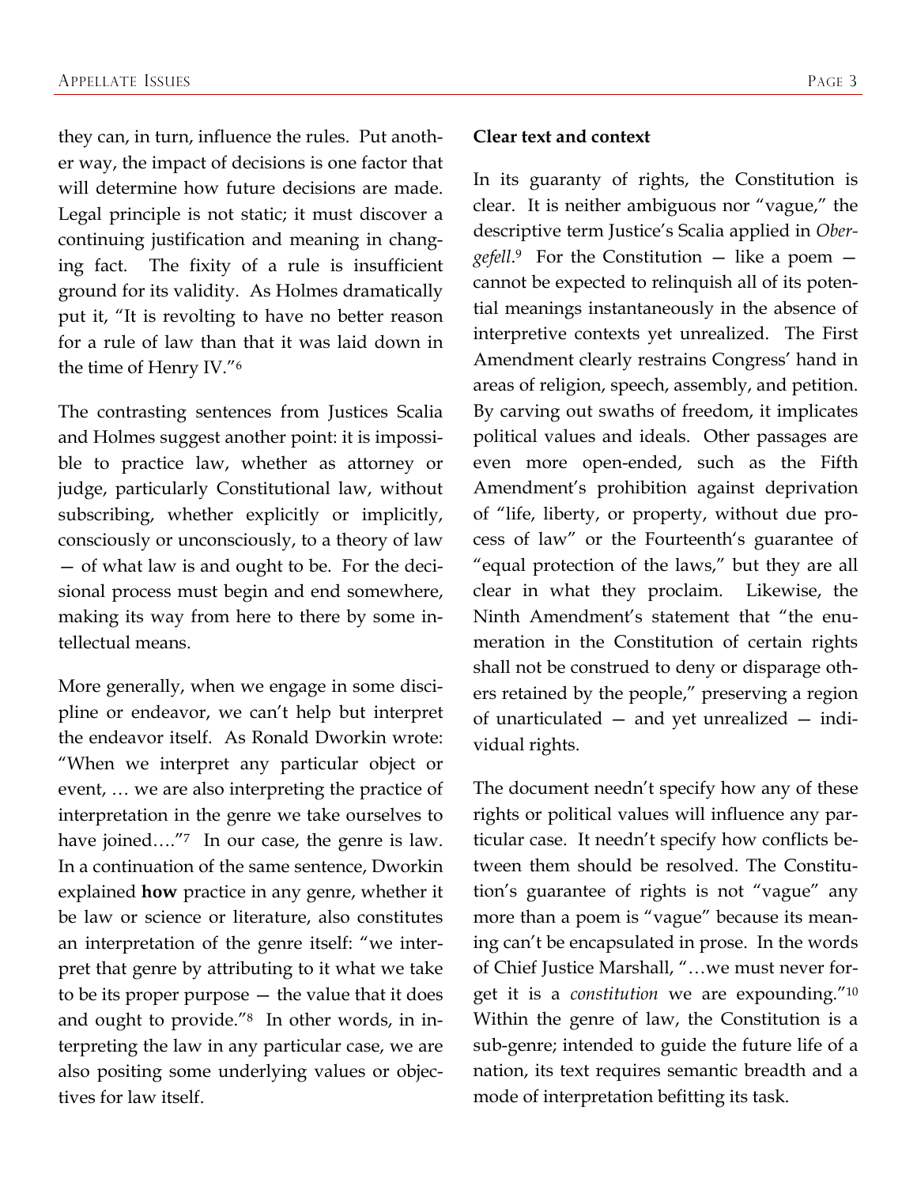they can, in turn, influence the rules. Put another way, the impact of decisions is one factor that will determine how future decisions are made. Legal principle is not static; it must discover a continuing justification and meaning in changing fact. The fixity of a rule is insufficient ground for its validity. As Holmes dramatically put it, "It is revolting to have no better reason for a rule of law than that it was laid down in the time of Henry IV."[6]

The contrasting sentences from Justices Scalia and Holmes suggest another point: it is impossible to practice law, whether as attorney or judge, particularly Constitutional law, without subscribing, whether explicitly or implicitly, consciously or unconsciously, to a theory of law — of what law is and ought to be. For the decisional process must begin and end somewhere, making its way from here to there by some intellectual means.

More generally, when we engage in some discipline or endeavor, we can't help but interpret the endeavor itself. As Ronald Dworkin wrote: "When we interpret any particular object or event, … we are also interpreting the practice of interpretation in the genre we take ourselves to have joined…."[7] In our case, the genre is law. In a continuation of the same sentence, Dworkin explained **how** practice in any genre, whether it be law or science or literature, also constitutes an interpretation of the genre itself: "we interpret that genre by attributing to it what we take to be its proper purpose — the value that it does and ought to provide."[8] In other words, in interpreting the law in any particular case, we are also positing some underlying values or objectives for law itself.

**Clear text and context**

In its guaranty of rights, the Constitution is clear. It is neither ambiguous nor "vague," the descriptive term Justice's Scalia applied in *Obergefell*.[9] For the Constitution — like a poem — cannot be expected to relinquish all of its potential meanings instantaneously in the absence of interpretive contexts yet unrealized. The First Amendment clearly restrains Congress' hand in areas of religion, speech, assembly, and petition. By carving out swaths of freedom, it implicates political values and ideals. Other passages are even more open-ended, such as the Fifth Amendment's prohibition against deprivation of "life, liberty, or property, without due process of law" or the Fourteenth's guarantee of "equal protection of the laws," but they are all clear in what they proclaim. Likewise, the Ninth Amendment's statement that "the enumeration in the Constitution of certain rights shall not be construed to deny or disparage others retained by the people," preserving a region of unarticulated — and yet unrealized — individual rights.

The document needn't specify how any of these rights or political values will influence any particular case. It needn't specify how conflicts between them should be resolved. The Constitution's guarantee of rights is not "vague" any more than a poem is "vague" because its meaning can't be encapsulated in prose. In the words of Chief Justice Marshall, "…we must never forget it is a *constitution* we are expounding."[10] Within the genre of law, the Constitution is a sub-genre; intended to guide the future life of a nation, its text requires semantic breadth and a mode of interpretation befitting its task.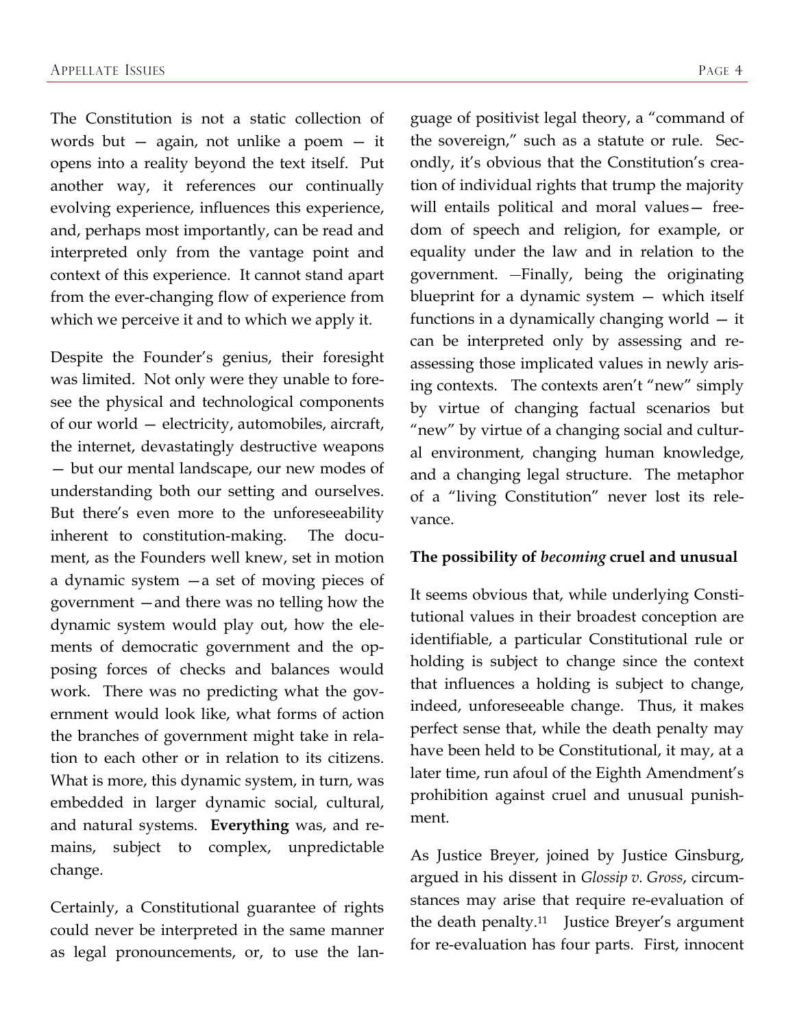The Constitution is not a static collection of words but — again, not unlike a poem — it opens into a reality beyond the text itself. Put another way, it references our continually evolving experience, influences this experience, and, perhaps most importantly, can be read and interpreted only from the vantage point and context of this experience. It cannot stand apart from the ever-changing flow of experience from which we perceive it and to which we apply it.

Despite the Founder's genius, their foresight was limited. Not only were they unable to foresee the physical and technological components of our world — electricity, automobiles, aircraft, the internet, devastatingly destructive weapons — but our mental landscape, our new modes of understanding both our setting and ourselves. But there's even more to the unforeseeability inherent to constitution-making. The document, as the Founders well knew, set in motion a dynamic system —a set of moving pieces of government —and there was no telling how the dynamic system would play out, how the elements of democratic government and the opposing forces of checks and balances would work. There was no predicting what the government would look like, what forms of action the branches of government might take in relation to each other or in relation to its citizens. What is more, this dynamic system, in turn, was embedded in larger dynamic social, cultural, and natural systems. **Everything** was, and remains, subject to complex, unpredictable change.

Certainly, a Constitutional guarantee of rights could never be interpreted in the same manner as legal pronouncements, or, to use the language of positivist legal theory, a "command of the sovereign," such as a statute or rule. Secondly, it's obvious that the Constitution's creation of individual rights that trump the majority will entails political and moral values— freedom of speech and religion, for example, or equality under the law and in relation to the government. —Finally, being the originating blueprint for a dynamic system — which itself functions in a dynamically changing world — it can be interpreted only by assessing and reassessing those implicated values in newly arising contexts. The contexts aren't "new" simply by virtue of changing factual scenarios but "new" by virtue of a changing social and cultural environment, changing human knowledge, and a changing legal structure. The metaphor of a "living Constitution" never lost its relevance.

**The possibility of *becoming* cruel and unusual**

It seems obvious that, while underlying Constitutional values in their broadest conception are identifiable, a particular Constitutional rule or holding is subject to change since the context that influences a holding is subject to change, indeed, unforeseeable change. Thus, it makes perfect sense that, while the death penalty may have been held to be Constitutional, it may, at a later time, run afoul of the Eighth Amendment's prohibition against cruel and unusual punishment.

As Justice Breyer, joined by Justice Ginsburg, argued in his dissent in *Glossip v. Gross*, circumstances may arise that require re-evaluation of the death penalty.[11] Justice Breyer's argument for re-evaluation has four parts. First, innocent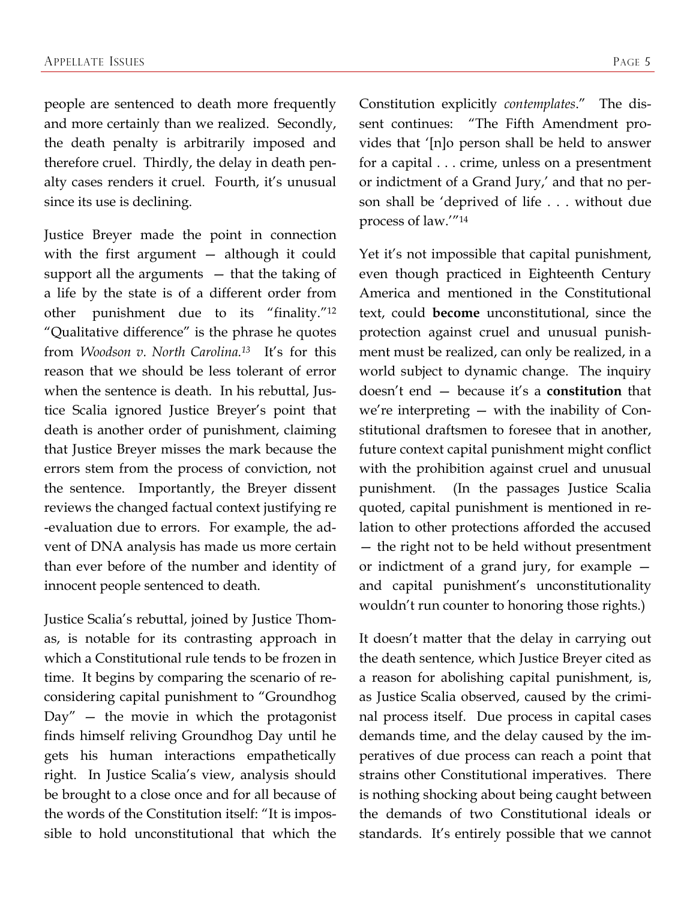people are sentenced to death more frequently and more certainly than we realized. Secondly, the death penalty is arbitrarily imposed and therefore cruel. Thirdly, the delay in death penalty cases renders it cruel. Fourth, it's unusual since its use is declining.

Justice Breyer made the point in connection with the first argument — although it could support all the arguments — that the taking of a life by the state is of a different order from other punishment due to its "finality."[12] "Qualitative difference" is the phrase he quotes from *Woodson v. North Carolina.*[13] It's for this reason that we should be less tolerant of error when the sentence is death. In his rebuttal, Justice Scalia ignored Justice Breyer's point that death is another order of punishment, claiming that Justice Breyer misses the mark because the errors stem from the process of conviction, not the sentence. Importantly, the Breyer dissent reviews the changed factual context justifying re-evaluation due to errors. For example, the advent of DNA analysis has made us more certain than ever before of the number and identity of innocent people sentenced to death.

Justice Scalia's rebuttal, joined by Justice Thomas, is notable for its contrasting approach in which a Constitutional rule tends to be frozen in time. It begins by comparing the scenario of reconsidering capital punishment to "Groundhog Day" — the movie in which the protagonist finds himself reliving Groundhog Day until he gets his human interactions empathetically right. In Justice Scalia's view, analysis should be brought to a close once and for all because of the words of the Constitution itself: "It is impossible to hold unconstitutional that which the Constitution explicitly *contemplates*." The dissent continues: "The Fifth Amendment provides that '[n]o person shall be held to answer for a capital . . . crime, unless on a presentment or indictment of a Grand Jury,' and that no person shall be 'deprived of life . . . without due process of law.'"[14]

Yet it's not impossible that capital punishment, even though practiced in Eighteenth Century America and mentioned in the Constitutional text, could **become** unconstitutional, since the protection against cruel and unusual punishment must be realized, can only be realized, in a world subject to dynamic change. The inquiry doesn't end — because it's a **constitution** that we're interpreting — with the inability of Constitutional draftsmen to foresee that in another, future context capital punishment might conflict with the prohibition against cruel and unusual punishment. (In the passages Justice Scalia quoted, capital punishment is mentioned in relation to other protections afforded the accused — the right not to be held without presentment or indictment of a grand jury, for example — and capital punishment's unconstitutionality wouldn't run counter to honoring those rights.)

It doesn't matter that the delay in carrying out the death sentence, which Justice Breyer cited as a reason for abolishing capital punishment, is, as Justice Scalia observed, caused by the criminal process itself. Due process in capital cases demands time, and the delay caused by the imperatives of due process can reach a point that strains other Constitutional imperatives. There is nothing shocking about being caught between the demands of two Constitutional ideals or standards. It's entirely possible that we cannot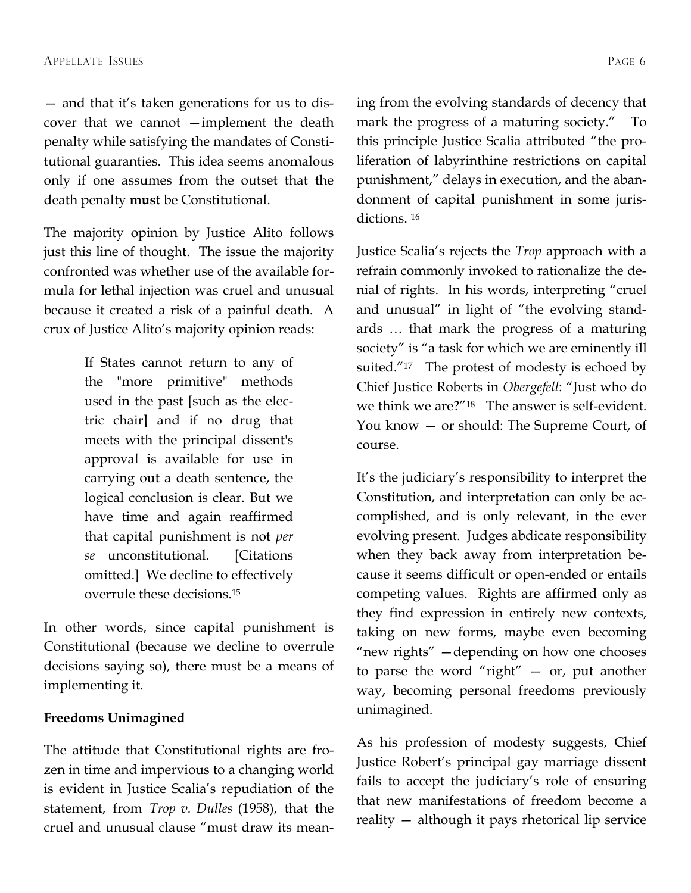— and that it's taken generations for us to discover that we cannot —implement the death penalty while satisfying the mandates of Constitutional guaranties. This idea seems anomalous only if one assumes from the outset that the death penalty **must** be Constitutional.

The majority opinion by Justice Alito follows just this line of thought. The issue the majority confronted was whether use of the available formula for lethal injection was cruel and unusual because it created a risk of a painful death. A crux of Justice Alito's majority opinion reads:

> If States cannot return to any of the "more primitive" methods used in the past [such as the electric chair] and if no drug that meets with the principal dissent's approval is available for use in carrying out a death sentence, the logical conclusion is clear. But we have time and again reaffirmed that capital punishment is not *per se* unconstitutional. [Citations omitted.] We decline to effectively overrule these decisions.[15]

In other words, since capital punishment is Constitutional (because we decline to overrule decisions saying so), there must be a means of implementing it.

**Freedoms Unimagined**

The attitude that Constitutional rights are frozen in time and impervious to a changing world is evident in Justice Scalia's repudiation of the statement, from *Trop v. Dulles* (1958), that the cruel and unusual clause "must draw its meaning from the evolving standards of decency that mark the progress of a maturing society." To this principle Justice Scalia attributed "the proliferation of labyrinthine restrictions on capital punishment," delays in execution, and the abandonment of capital punishment in some jurisdictions. [16]

Justice Scalia's rejects the *Trop* approach with a refrain commonly invoked to rationalize the denial of rights. In his words, interpreting "cruel and unusual" in light of "the evolving standards … that mark the progress of a maturing society" is "a task for which we are eminently ill suited."[17] The protest of modesty is echoed by Chief Justice Roberts in *Obergefell*: "Just who do we think we are?"[18] The answer is self-evident. You know — or should: The Supreme Court, of course.

It's the judiciary's responsibility to interpret the Constitution, and interpretation can only be accomplished, and is only relevant, in the ever evolving present. Judges abdicate responsibility when they back away from interpretation because it seems difficult or open-ended or entails competing values. Rights are affirmed only as they find expression in entirely new contexts, taking on new forms, maybe even becoming "new rights" —depending on how one chooses to parse the word "right" — or, put another way, becoming personal freedoms previously unimagined.

As his profession of modesty suggests, Chief Justice Robert's principal gay marriage dissent fails to accept the judiciary's role of ensuring that new manifestations of freedom become a reality — although it pays rhetorical lip service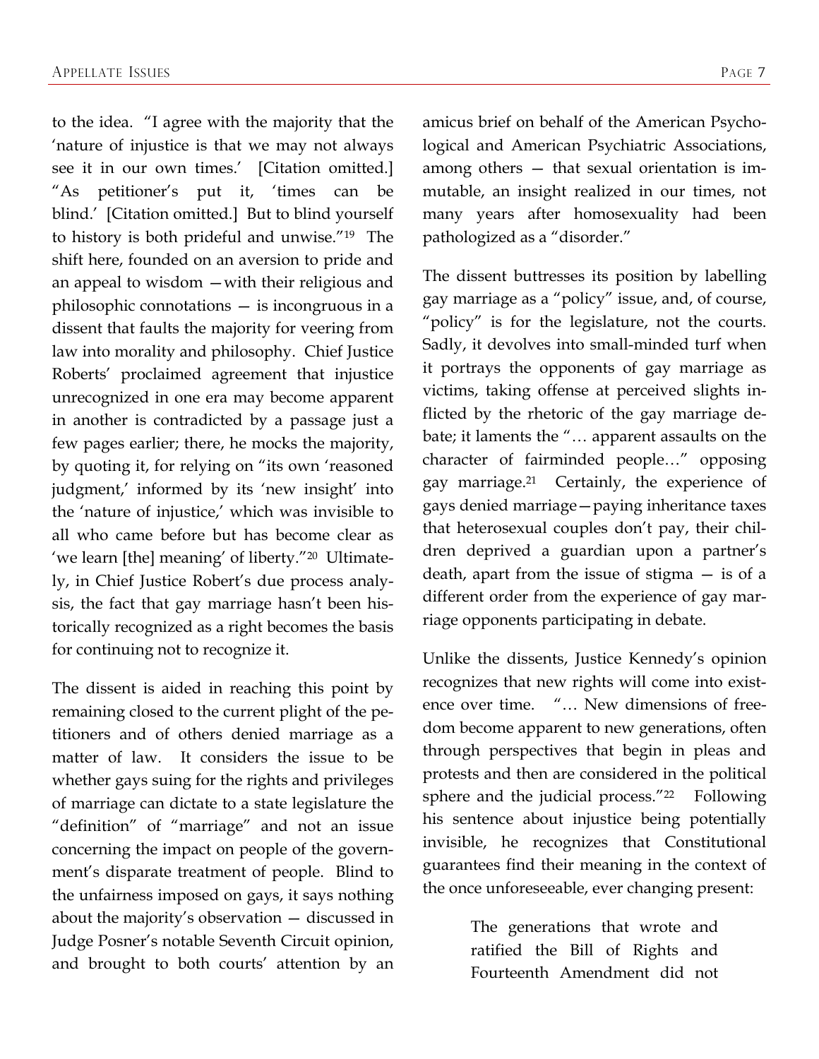to the idea. "I agree with the majority that the 'nature of injustice is that we may not always see it in our own times.' [Citation omitted.] "As petitioner's put it, 'times can be blind.' [Citation omitted.] But to blind yourself to history is both prideful and unwise."[19] The shift here, founded on an aversion to pride and an appeal to wisdom —with their religious and philosophic connotations — is incongruous in a dissent that faults the majority for veering from law into morality and philosophy. Chief Justice Roberts' proclaimed agreement that injustice unrecognized in one era may become apparent in another is contradicted by a passage just a few pages earlier; there, he mocks the majority, by quoting it, for relying on "its own 'reasoned judgment,' informed by its 'new insight' into the 'nature of injustice,' which was invisible to all who came before but has become clear as 'we learn [the] meaning' of liberty."[20] Ultimately, in Chief Justice Robert's due process analysis, the fact that gay marriage hasn't been historically recognized as a right becomes the basis for continuing not to recognize it.

The dissent is aided in reaching this point by remaining closed to the current plight of the petitioners and of others denied marriage as a matter of law. It considers the issue to be whether gays suing for the rights and privileges of marriage can dictate to a state legislature the "definition" of "marriage" and not an issue concerning the impact on people of the government's disparate treatment of people. Blind to the unfairness imposed on gays, it says nothing about the majority's observation — discussed in Judge Posner's notable Seventh Circuit opinion, and brought to both courts' attention by an amicus brief on behalf of the American Psychological and American Psychiatric Associations, among others — that sexual orientation is immutable, an insight realized in our times, not many years after homosexuality had been pathologized as a "disorder."

The dissent buttresses its position by labelling gay marriage as a "policy" issue, and, of course, "policy" is for the legislature, not the courts. Sadly, it devolves into small-minded turf when it portrays the opponents of gay marriage as victims, taking offense at perceived slights inflicted by the rhetoric of the gay marriage debate; it laments the "… apparent assaults on the character of fairminded people…" opposing gay marriage.[21] Certainly, the experience of gays denied marriage—paying inheritance taxes that heterosexual couples don't pay, their children deprived a guardian upon a partner's death, apart from the issue of stigma — is of a different order from the experience of gay marriage opponents participating in debate.

Unlike the dissents, Justice Kennedy's opinion recognizes that new rights will come into existence over time. "… New dimensions of freedom become apparent to new generations, often through perspectives that begin in pleas and protests and then are considered in the political sphere and the judicial process."[22] Following his sentence about injustice being potentially invisible, he recognizes that Constitutional guarantees find their meaning in the context of the once unforeseeable, ever changing present:

> The generations that wrote and ratified the Bill of Rights and Fourteenth Amendment did not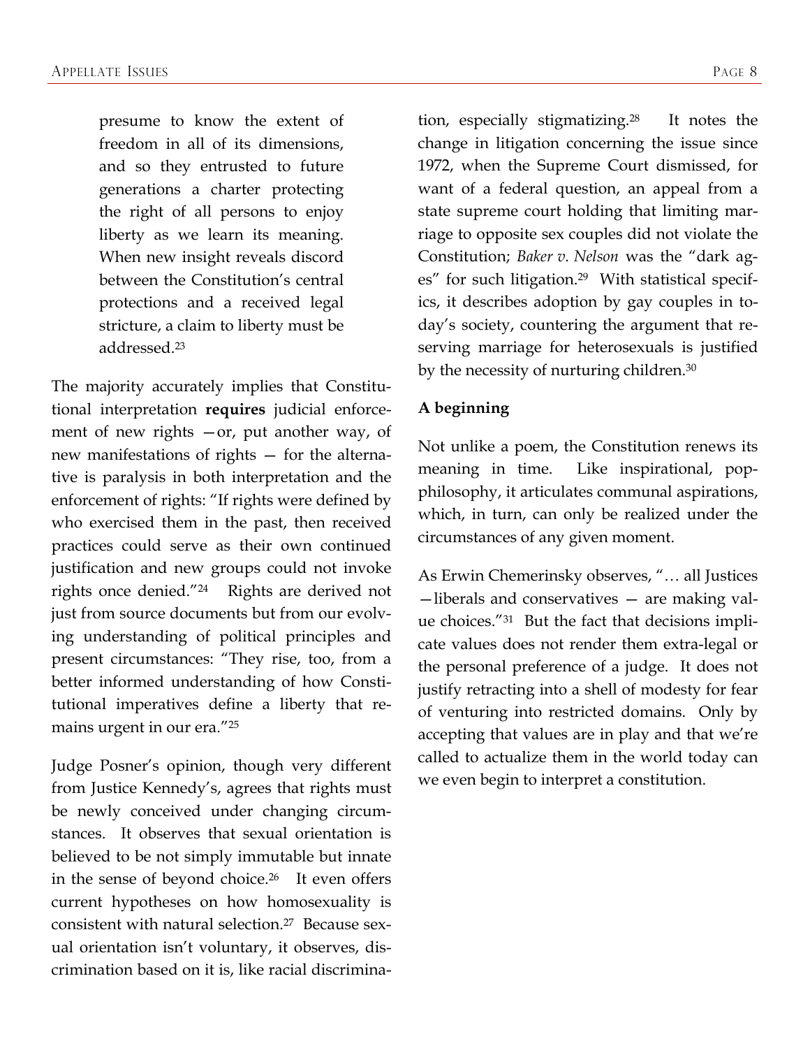> presume to know the extent of freedom in all of its dimensions, and so they entrusted to future generations a charter protecting the right of all persons to enjoy liberty as we learn its meaning. When new insight reveals discord between the Constitution's central protections and a received legal stricture, a claim to liberty must be addressed.[23]

The majority accurately implies that Constitutional interpretation **requires** judicial enforcement of new rights —or, put another way, of new manifestations of rights — for the alternative is paralysis in both interpretation and the enforcement of rights: "If rights were defined by who exercised them in the past, then received practices could serve as their own continued justification and new groups could not invoke rights once denied."[24] Rights are derived not just from source documents but from our evolving understanding of political principles and present circumstances: "They rise, too, from a better informed understanding of how Constitutional imperatives define a liberty that remains urgent in our era."[25]

Judge Posner's opinion, though very different from Justice Kennedy's, agrees that rights must be newly conceived under changing circumstances. It observes that sexual orientation is believed to be not simply immutable but innate in the sense of beyond choice.[26] It even offers current hypotheses on how homosexuality is consistent with natural selection.[27] Because sexual orientation isn't voluntary, it observes, discrimination based on it is, like racial discrimination, especially stigmatizing.[28] It notes the change in litigation concerning the issue since 1972, when the Supreme Court dismissed, for want of a federal question, an appeal from a state supreme court holding that limiting marriage to opposite sex couples did not violate the Constitution; *Baker v. Nelson* was the "dark ages" for such litigation.[29] With statistical specifics, it describes adoption by gay couples in today's society, countering the argument that reserving marriage for heterosexuals is justified by the necessity of nurturing children.[30]

**A beginning**

Not unlike a poem, the Constitution renews its meaning in time. Like inspirational, pop-philosophy, it articulates communal aspirations, which, in turn, can only be realized under the circumstances of any given moment.

As Erwin Chemerinsky observes, "… all Justices —liberals and conservatives — are making value choices."[31] But the fact that decisions implicate values does not render them extra-legal or the personal preference of a judge. It does not justify retracting into a shell of modesty for fear of venturing into restricted domains. Only by accepting that values are in play and that we're called to actualize them in the world today can we even begin to interpret a constitution.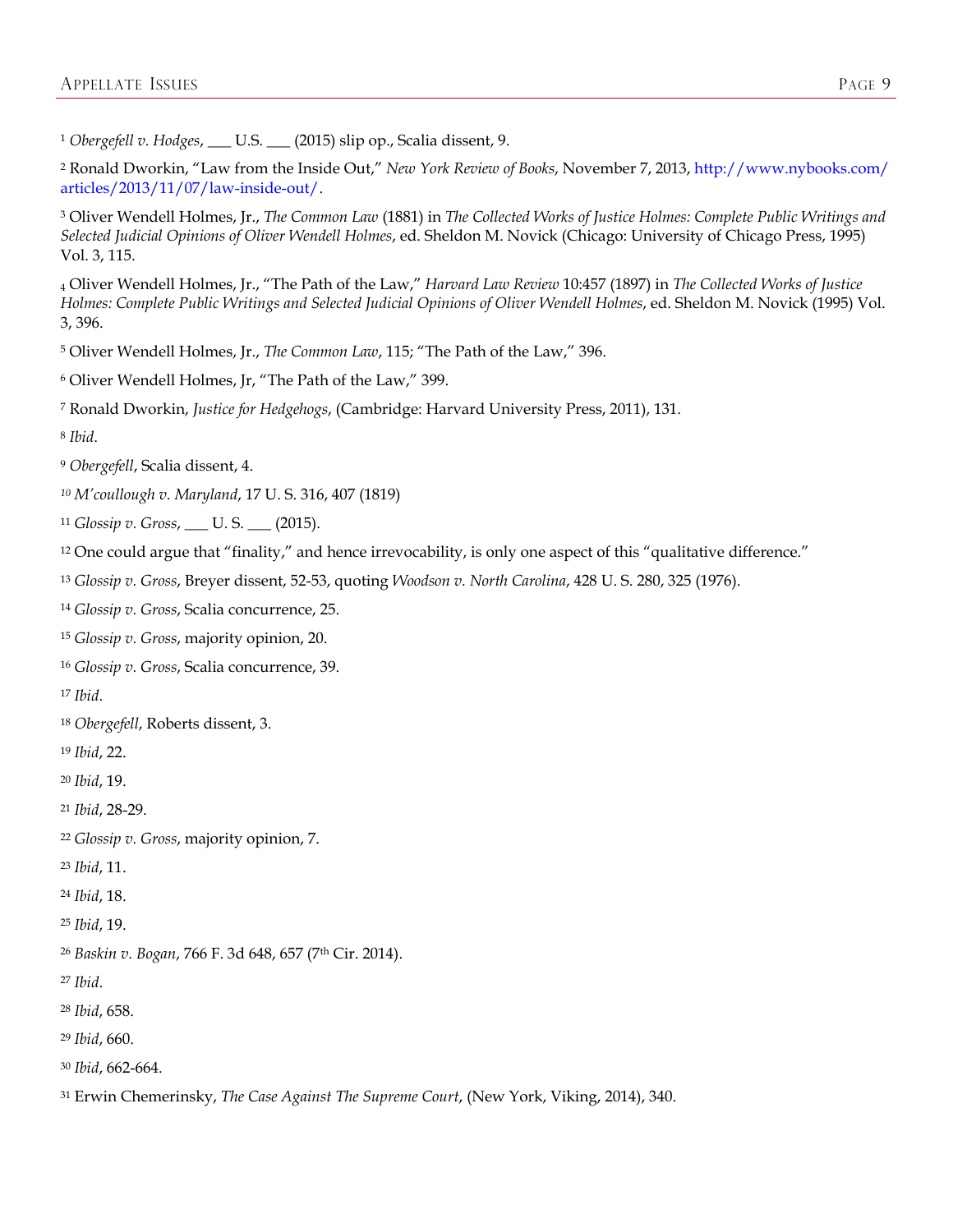[1] *Obergefell v. Hodges*, ___ U.S. ___ (2015) slip op., Scalia dissent, 9.

[2] Ronald Dworkin, "Law from the Inside Out," *New York Review of Books*, November 7, 2013, http://www.nybooks.com/articles/2013/11/07/law-inside-out/.

[3] Oliver Wendell Holmes, Jr., *The Common Law* (1881) in *The Collected Works of Justice Holmes: Complete Public Writings and Selected Judicial Opinions of Oliver Wendell Holmes*, ed. Sheldon M. Novick (Chicago: University of Chicago Press, 1995) Vol. 3, 115.

[4] Oliver Wendell Holmes, Jr., "The Path of the Law," *Harvard Law Review* 10:457 (1897) in *The Collected Works of Justice Holmes: Complete Public Writings and Selected Judicial Opinions of Oliver Wendell Holmes*, ed. Sheldon M. Novick (1995) Vol. 3, 396.

[5] Oliver Wendell Holmes, Jr., *The Common Law*, 115; "The Path of the Law," 396.

[6] Oliver Wendell Holmes, Jr, "The Path of the Law," 399.

[7] Ronald Dworkin, *Justice for Hedgehogs*, (Cambridge: Harvard University Press, 2011), 131.

[8] *Ibid*.

[9] *Obergefell*, Scalia dissent, 4.

[10] *M'coullough v. Maryland*, 17 U. S. 316, 407 (1819)

[11] *Glossip v. Gross*, ___ U. S. ___ (2015).

[12] One could argue that "finality," and hence irrevocability, is only one aspect of this "qualitative difference."

[13] *Glossip v. Gross*, Breyer dissent, 52-53, quoting *Woodson v. North Carolina*, 428 U. S. 280, 325 (1976).

[14] *Glossip v. Gross*, Scalia concurrence, 25.

[15] *Glossip v. Gross*, majority opinion, 20.

[16] *Glossip v. Gross*, Scalia concurrence, 39.

[17] *Ibid*.

[18] *Obergefell*, Roberts dissent, 3.

[19] *Ibid*, 22.

[20] *Ibid*, 19.

[21] *Ibid*, 28-29.

[22] *Glossip v. Gross*, majority opinion, 7.

[23] *Ibid*, 11.

[24] *Ibid*, 18.

[25] *Ibid*, 19.

[26] *Baskin v. Bogan*, 766 F. 3d 648, 657 (7th Cir. 2014).

[27] *Ibid*.

[28] *Ibid*, 658.

[29] *Ibid*, 660.

[30] *Ibid*, 662-664.

[31] Erwin Chemerinsky, *The Case Against The Supreme Court*, (New York, Viking, 2014), 340.